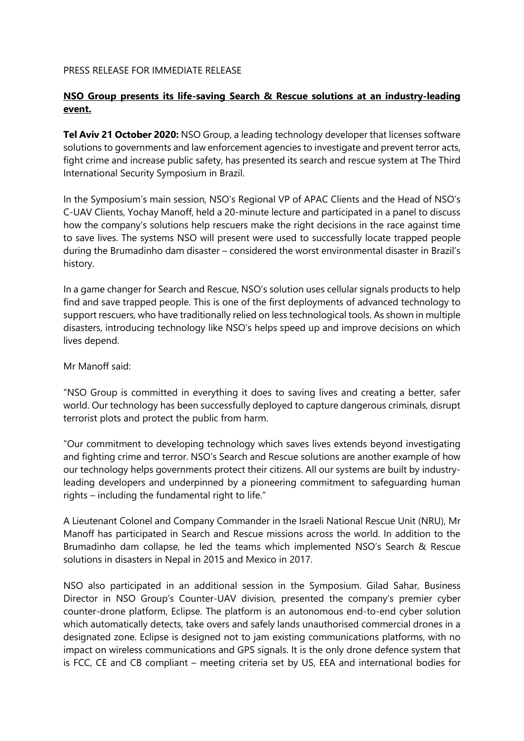PRESS RELEASE FOR IMMEDIATE RELEASE

**NSO Group presents its life-saving Search & Rescue solutions at an industry-leading event.**

**Tel Aviv 21 October 2020:** NSO Group, a leading technology developer that licenses software solutions to governments and law enforcement agencies to investigate and prevent terror acts, fight crime and increase public safety, has presented its search and rescue system at The Third International Security Symposium in Brazil.

In the Symposium's main session, NSO's Regional VP of APAC Clients and the Head of NSO's C-UAV Clients, Yochay Manoff, held a 20-minute lecture and participated in a panel to discuss how the company's solutions help rescuers make the right decisions in the race against time to save lives. The systems NSO will present were used to successfully locate trapped people during the Brumadinho dam disaster – considered the worst environmental disaster in Brazil's history.

In a game changer for Search and Rescue, NSO's solution uses cellular signals products to help find and save trapped people. This is one of the first deployments of advanced technology to support rescuers, who have traditionally relied on less technological tools. As shown in multiple disasters, introducing technology like NSO's helps speed up and improve decisions on which lives depend.

Mr Manoff said:

"NSO Group is committed in everything it does to saving lives and creating a better, safer world. Our technology has been successfully deployed to capture dangerous criminals, disrupt terrorist plots and protect the public from harm.

"Our commitment to developing technology which saves lives extends beyond investigating and fighting crime and terror. NSO's Search and Rescue solutions are another example of how our technology helps governments protect their citizens. All our systems are built by industry-leading developers and underpinned by a pioneering commitment to safeguarding human rights – including the fundamental right to life."

A Lieutenant Colonel and Company Commander in the Israeli National Rescue Unit (NRU), Mr Manoff has participated in Search and Rescue missions across the world. In addition to the Brumadinho dam collapse, he led the teams which implemented NSO's Search & Rescue solutions in disasters in Nepal in 2015 and Mexico in 2017.

NSO also participated in an additional session in the Symposium. Gilad Sahar, Business Director in NSO Group's Counter-UAV division, presented the company's premier cyber counter-drone platform, Eclipse. The platform is an autonomous end-to-end cyber solution which automatically detects, take overs and safely lands unauthorised commercial drones in a designated zone. Eclipse is designed not to jam existing communications platforms, with no impact on wireless communications and GPS signals. It is the only drone defence system that is FCC, CE and CB compliant – meeting criteria set by US, EEA and international bodies for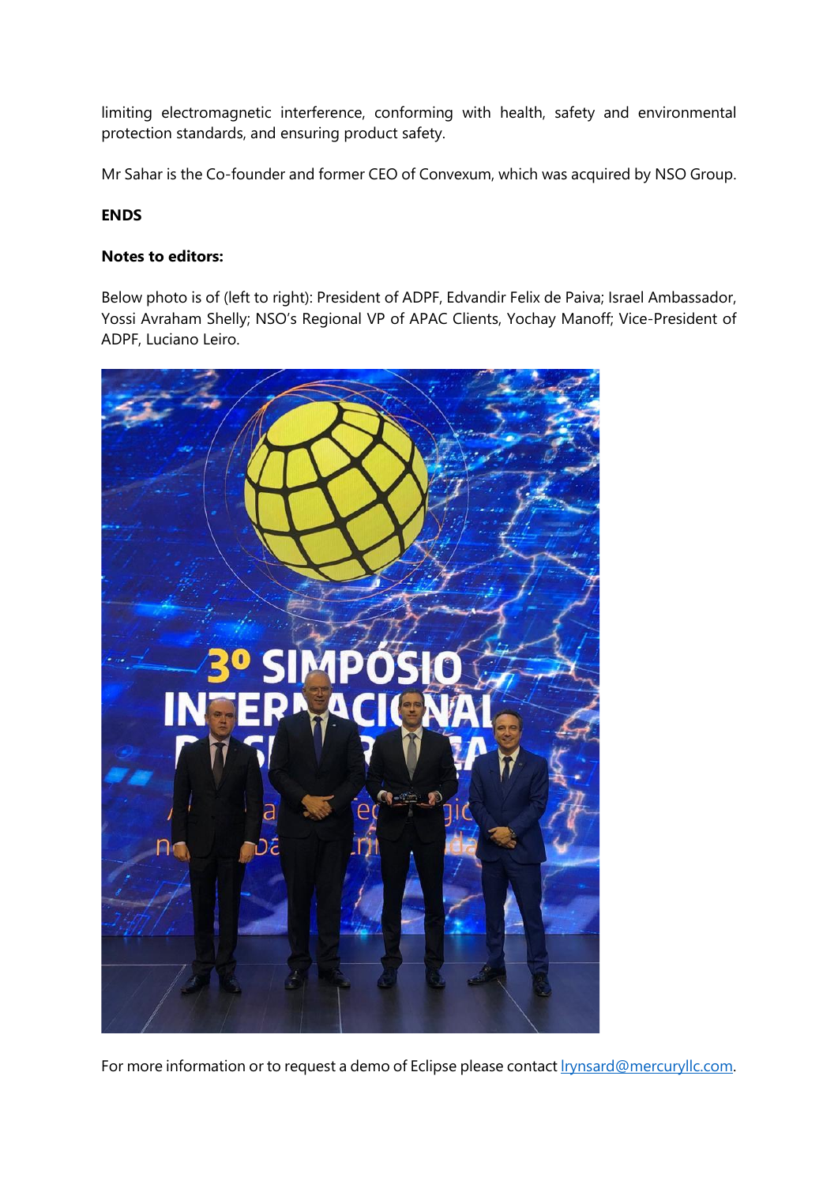limiting electromagnetic interference, conforming with health, safety and environmental protection standards, and ensuring product safety.

Mr Sahar is the Co-founder and former CEO of Convexum, which was acquired by NSO Group.

**ENDS**

**Notes to editors:**

Below photo is of (left to right): President of ADPF, Edvandir Felix de Paiva; Israel Ambassador, Yossi Avraham Shelly; NSO's Regional VP of APAC Clients, Yochay Manoff; Vice-President of ADPF, Luciano Leiro.

For more information or to request a demo of Eclipse please contact lrynsard@mercuryllc.com.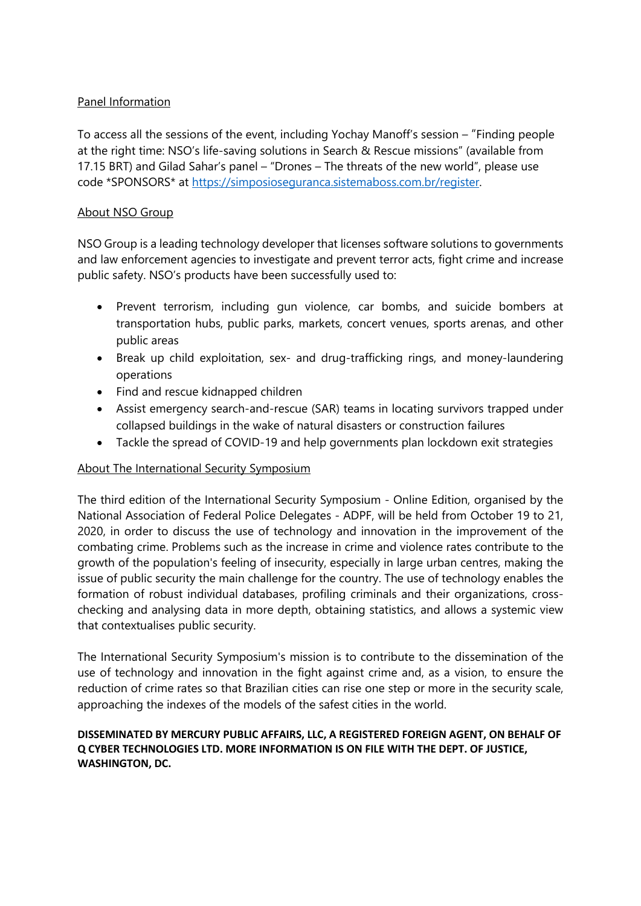Panel Information

To access all the sessions of the event, including Yochay Manoff's session – "Finding people at the right time: NSO's life-saving solutions in Search & Rescue missions" (available from 17.15 BRT) and Gilad Sahar's panel – "Drones – The threats of the new world", please use code *SPONSORS* at [https://simposioseguranca.sistemaboss.com.br/register](https://simposioseguranca.sistemaboss.com.br/register).

About NSO Group

NSO Group is a leading technology developer that licenses software solutions to governments and law enforcement agencies to investigate and prevent terror acts, fight crime and increase public safety. NSO's products have been successfully used to:

- Prevent terrorism, including gun violence, car bombs, and suicide bombers at transportation hubs, public parks, markets, concert venues, sports arenas, and other public areas
- Break up child exploitation, sex- and drug-trafficking rings, and money-laundering operations
- Find and rescue kidnapped children
- Assist emergency search-and-rescue (SAR) teams in locating survivors trapped under collapsed buildings in the wake of natural disasters or construction failures
- Tackle the spread of COVID-19 and help governments plan lockdown exit strategies

About The International Security Symposium

The third edition of the International Security Symposium - Online Edition, organised by the National Association of Federal Police Delegates - ADPF, will be held from October 19 to 21, 2020, in order to discuss the use of technology and innovation in the improvement of the combating crime. Problems such as the increase in crime and violence rates contribute to the growth of the population's feeling of insecurity, especially in large urban centres, making the issue of public security the main challenge for the country. The use of technology enables the formation of robust individual databases, profiling criminals and their organizations, cross-checking and analysing data in more depth, obtaining statistics, and allows a systemic view that contextualises public security.

The International Security Symposium's mission is to contribute to the dissemination of the use of technology and innovation in the fight against crime and, as a vision, to ensure the reduction of crime rates so that Brazilian cities can rise one step or more in the security scale, approaching the indexes of the models of the safest cities in the world.

**DISSEMINATED BY MERCURY PUBLIC AFFAIRS, LLC, A REGISTERED FOREIGN AGENT, ON BEHALF OF Q CYBER TECHNOLOGIES LTD. MORE INFORMATION IS ON FILE WITH THE DEPT. OF JUSTICE, WASHINGTON, DC.**